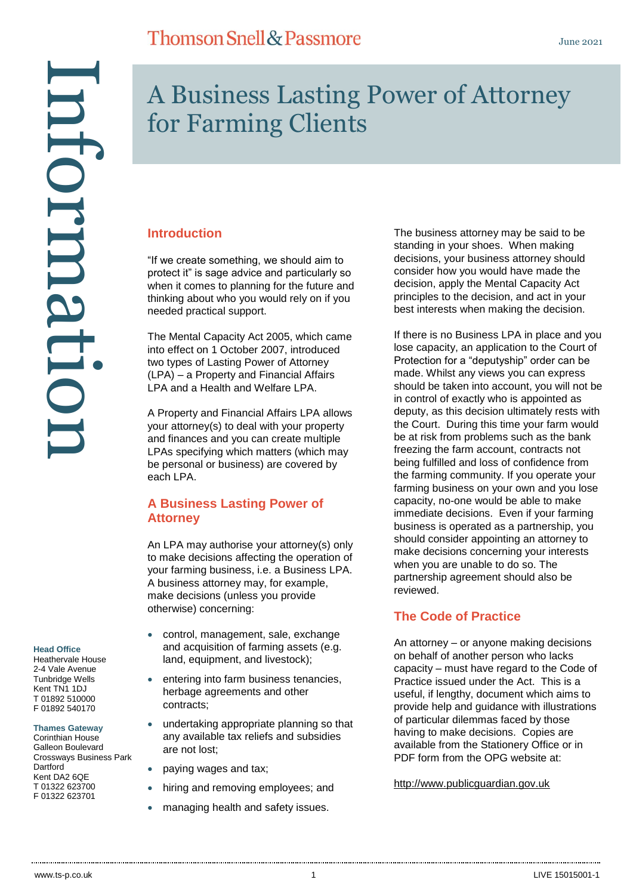# A Business Lasting Power of Attorney for Farming Clients

## Introduction

"If we create something, we should aim to protect it" is sage advice and particularly so when it comes to planning for the future and thinking about who you would rely on if you needed practical support.

The Mental Capacity Act 2005, which came into effect on 1 October 2007, introduced two types of Lasting Power of Attorney (LPA) – a Property and Financial Affairs LPA and a Health and Welfare LPA.

A Property and Financial Affairs LPA allows your attorney(s) to deal with your property and finances and you can create multiple LPAs specifying which matters (which may be personal or business) are covered by each LPA.

## A Business Lasting Power of Attorney

An LPA may authorise your attorney(s) only to make decisions affecting the operation of your farming business, i.e. a Business LPA. A business attorney may, for example, make decisions (unless you provide otherwise) concerning:

- control, management, sale, exchange and acquisition of farming assets (e.g. land, equipment, and livestock);
- entering into farm business tenancies, herbage agreements and other contracts;
- undertaking appropriate planning so that any available tax reliefs and subsidies are not lost;
- paying wages and tax;
- hiring and removing employees; and
- managing health and safety issues.

The business attorney may be said to be standing in your shoes. When making decisions, your business attorney should consider how you would have made the decision, apply the Mental Capacity Act principles to the decision, and act in your best interests when making the decision.

If there is no Business LPA in place and you lose capacity, an application to the Court of Protection for a "deputyship" order can be made. Whilst any views you can express should be taken into account, you will not be in control of exactly who is appointed as deputy, as this decision ultimately rests with the Court. During this time your farm would be at risk from problems such as the bank freezing the farm account, contracts not being fulfilled and loss of confidence from the farming community. If you operate your farming business on your own and you lose capacity, no-one would be able to make immediate decisions. Even if your farming business is operated as a partnership, you should consider appointing an attorney to make decisions concerning your interests when you are unable to do so. The partnership agreement should also be reviewed.

## The Code of Practice

An attorney – or anyone making decisions on behalf of another person who lacks capacity – must have regard to the Code of Practice issued under the Act. This is a useful, if lengthy, document which aims to provide help and guidance with illustrations of particular dilemmas faced by those having to make decisions. Copies are available from the Stationery Office or in PDF form from the OPG website at:

http://www.publicguardian.gov.uk

**Head Office**
Heathervale House
2-4 Vale Avenue
Tunbridge Wells
Kent TN1 1DJ
T 01892 510000
F 01892 540170

**Thames Gateway**
Corinthian House
Galleon Boulevard
Crossways Business Park
Dartford
Kent DA2 6QE
T 01322 623700
F 01322 623701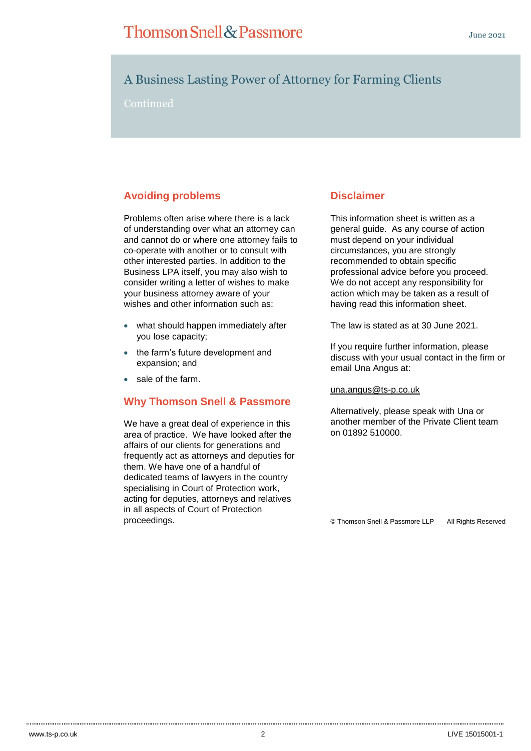## A Business Lasting Power of Attorney for Farming Clients

Continued

### Avoiding problems

Problems often arise where there is a lack of understanding over what an attorney can and cannot do or where one attorney fails to co-operate with another or to consult with other interested parties. In addition to the Business LPA itself, you may also wish to consider writing a letter of wishes to make your business attorney aware of your wishes and other information such as:

- what should happen immediately after you lose capacity;
- the farm's future development and expansion; and
- sale of the farm.

### Why Thomson Snell & Passmore

We have a great deal of experience in this area of practice. We have looked after the affairs of our clients for generations and frequently act as attorneys and deputies for them. We have one of a handful of dedicated teams of lawyers in the country specialising in Court of Protection work, acting for deputies, attorneys and relatives in all aspects of Court of Protection proceedings.

### Disclaimer

This information sheet is written as a general guide. As any course of action must depend on your individual circumstances, you are strongly recommended to obtain specific professional advice before you proceed. We do not accept any responsibility for action which may be taken as a result of having read this information sheet.

The law is stated as at 30 June 2021.

If you require further information, please discuss with your usual contact in the firm or email Una Angus at:

una.angus@ts-p.co.uk

Alternatively, please speak with Una or another member of the Private Client team on 01892 510000.

© Thomson Snell & Passmore LLP All Rights Reserved